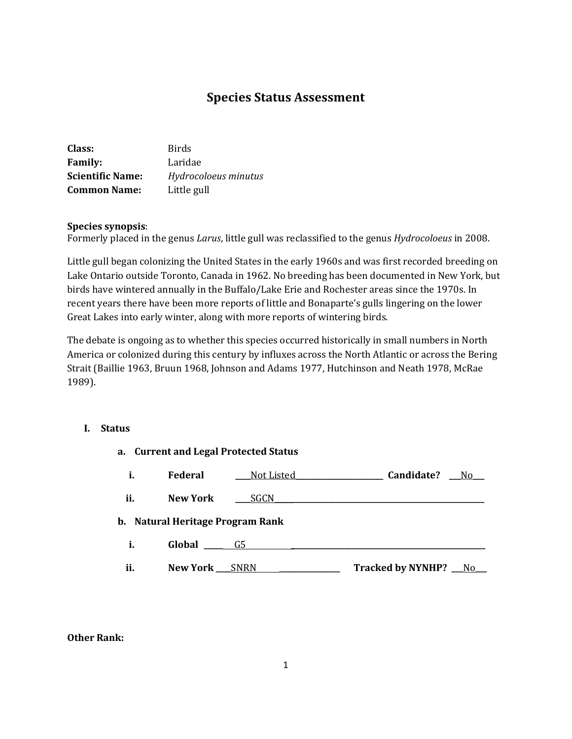# Species Status Assessment

**Class:** Birds
**Family:** Laridae
**Scientific Name:** *Hydrocoloeus minutus*
**Common Name:** Little gull

**Species synopsis**:
Formerly placed in the genus *Larus*, little gull was reclassified to the genus *Hydrocoloeus* in 2008.

Little gull began colonizing the United States in the early 1960s and was first recorded breeding on Lake Ontario outside Toronto, Canada in 1962. No breeding has been documented in New York, but birds have wintered annually in the Buffalo/Lake Erie and Rochester areas since the 1970s. In recent years there have been more reports of little and Bonaparte's gulls lingering on the lower Great Lakes into early winter, along with more reports of wintering birds.

The debate is ongoing as to whether this species occurred historically in small numbers in North America or colonized during this century by influxes across the North Atlantic or across the Bering Strait (Baillie 1963, Bruun 1968, Johnson and Adams 1977, Hutchinson and Neath 1978, McRae 1989).

## I. Status

### a. Current and Legal Protected Status

i. **Federal** ____Not Listed____ **Candidate?** ___No___

ii. **New York** ____SGCN____

### b. Natural Heritage Program Rank

i. **Global** _____G5_____

ii. **New York** ____SNRN____ **Tracked by NYNHP?** ___No___

**Other Rank:**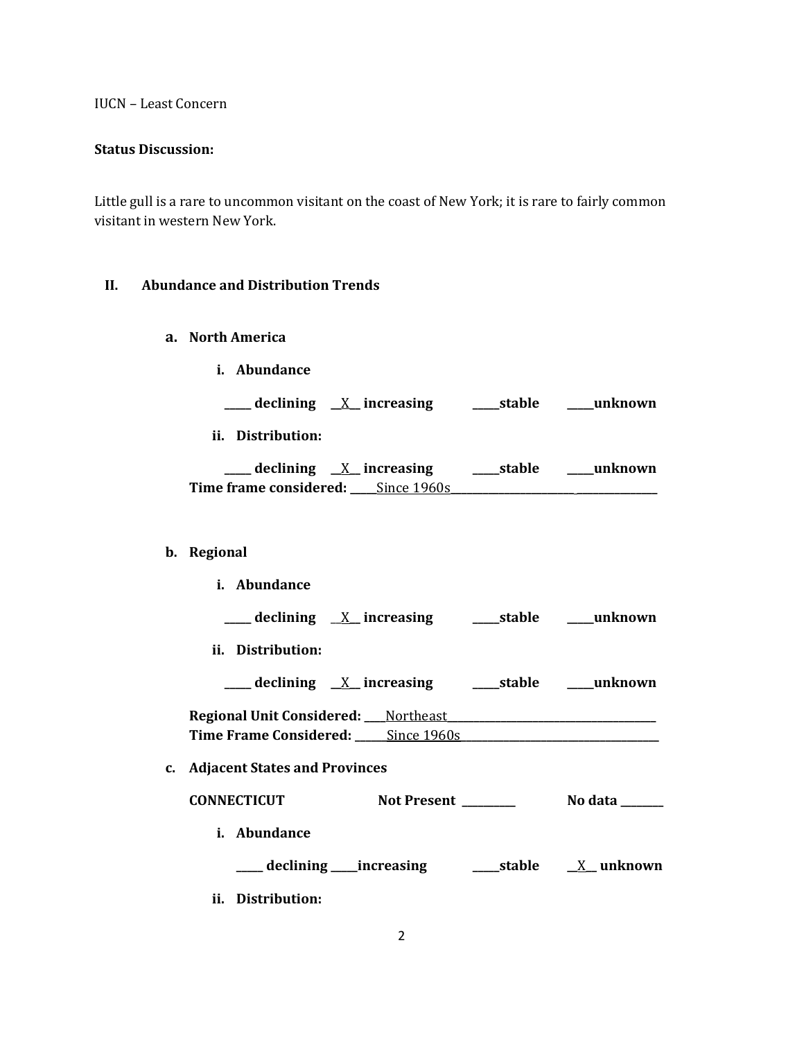IUCN – Least Concern

**Status Discussion:**

Little gull is a rare to uncommon visitant on the coast of New York; it is rare to fairly common visitant in western New York.

## II. Abundance and Distribution Trends

### a. North America

**i. Abundance**

**_____ declining __X__ increasing _____stable _____unknown**

**ii. Distribution:**

**_____ declining __X__ increasing _____stable _____unknown**

**Time frame considered:** _____Since 1960s_______________________

### b. Regional

**i. Abundance**

**_____ declining __X__ increasing _____stable _____unknown**

**ii. Distribution:**

**_____ declining __X__ increasing _____stable _____unknown**

**Regional Unit Considered:** ____Northeast_______________________

**Time Frame Considered:** ______Since 1960s_______________________

### c. Adjacent States and Provinces

**CONNECTICUT** **Not Present** _________ **No data** ________

**i. Abundance**

**_____ declining _____increasing _____stable __X__ unknown**

**ii. Distribution:**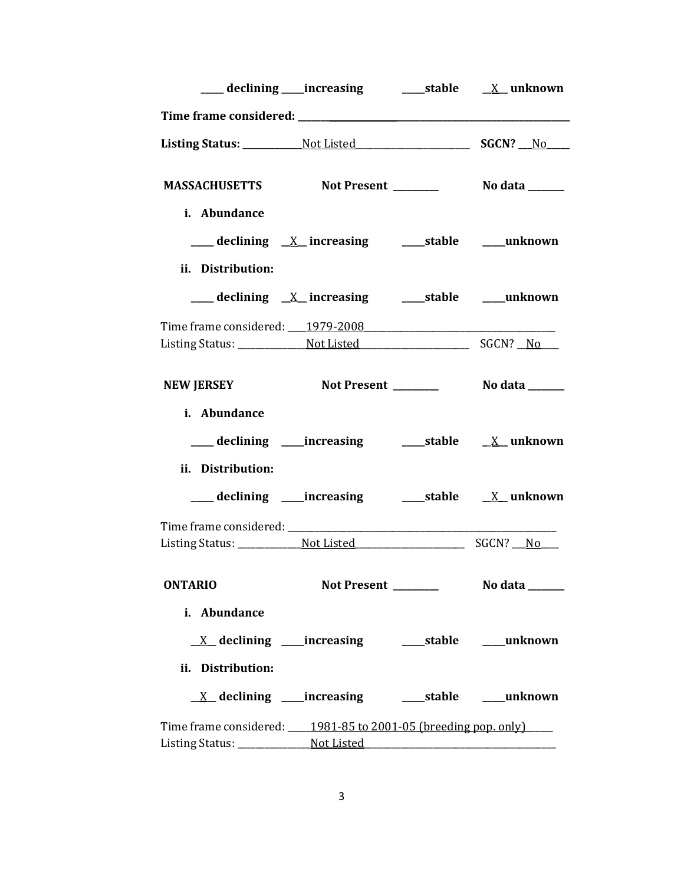**____ declining ____increasing ____stable __X__ unknown**

**Time frame considered: ________________________________________________**

**Listing Status: ____________Not Listed________________________ SGCN? __No____**

**MASSACHUSETTS Not Present ________ No data _______**

**i. Abundance**

**____ declining __X__ increasing ____stable ____unknown**

**ii. Distribution:**

**____ declining __X__ increasing ____stable ____unknown**

Time frame considered: ____1979-2008________________________________________

Listing Status: ______________Not Listed______________________ SGCN? __No___

**NEW JERSEY Not Present ________ No data _______**

**i. Abundance**

**____ declining ____increasing ____stable __X__ unknown**

**ii. Distribution:**

**____ declining ____increasing ____stable __X__ unknown**

Time frame considered: ______________________________________________________

Listing Status: _____________Not Listed______________________ SGCN? ___No___

**ONTARIO Not Present ________ No data _______**

**i. Abundance**

**__X__ declining ____increasing ____stable ____unknown**

**ii. Distribution:**

**__X__ declining ____increasing ____stable ____unknown**

Time frame considered: _____1981-85 to 2001-05 (breeding pop. only)_____

Listing Status: _______________Not Listed_______________________________________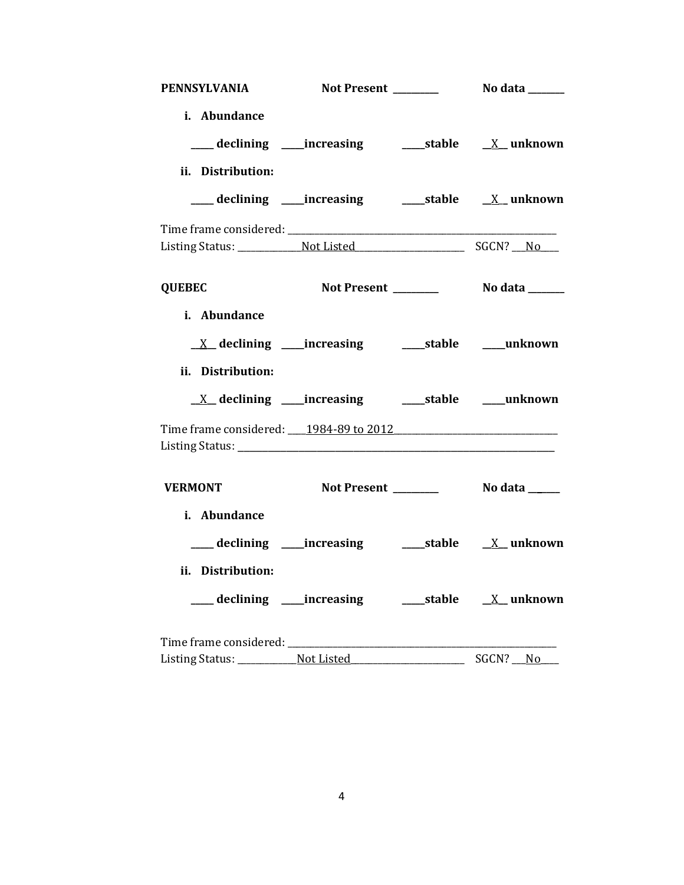**PENNSYLVANIA** **Not Present \_\_\_\_\_\_\_\_\_** **No data \_\_\_\_\_\_\_\_**

**i. Abundance**

**\_\_\_\_\_ declining \_\_\_\_\_increasing \_\_\_\_\_stable \_\_X\_\_ unknown**

**ii. Distribution:**

**\_\_\_\_\_ declining \_\_\_\_\_increasing \_\_\_\_\_stable \_\_X\_\_ unknown**

Time frame considered: \_\_\_\_\_\_\_\_\_\_\_\_\_\_\_\_\_\_\_\_\_\_\_\_\_\_\_\_\_\_\_\_\_\_\_\_\_\_\_\_\_\_\_\_\_\_\_\_\_\_\_\_\_\_\_\_\_\_\_
Listing Status: \_\_\_\_\_\_\_\_\_\_\_\_\_\_Not Listed\_\_\_\_\_\_\_\_\_\_\_\_\_\_\_\_\_\_\_\_\_\_\_\_\_ SGCN? \_\_\_No\_\_\_\_

**QUEBEC** **Not Present \_\_\_\_\_\_\_\_\_** **No data \_\_\_\_\_\_\_\_**

**i. Abundance**

**\_\_X\_\_ declining \_\_\_\_\_increasing \_\_\_\_\_stable \_\_\_\_\_unknown**

**ii. Distribution:**

**\_\_X\_\_ declining \_\_\_\_\_increasing \_\_\_\_\_stable \_\_\_\_\_unknown**

Time frame considered: \_\_\_\_1984-89 to 2012\_\_\_\_\_\_\_\_\_\_\_\_\_\_\_\_\_\_\_\_\_\_\_\_\_\_\_\_\_\_\_\_\_\_\_\_
Listing Status: \_\_\_\_\_\_\_\_\_\_\_\_\_\_\_\_\_\_\_\_\_\_\_\_\_\_\_\_\_\_\_\_\_\_\_\_\_\_\_\_\_\_\_\_\_\_\_\_\_\_\_\_\_\_\_\_\_\_\_\_\_\_\_\_\_\_\_\_\_

**VERMONT** **Not Present \_\_\_\_\_\_\_\_\_** **No data \_\_\_\_\_\_**

**i. Abundance**

**\_\_\_\_\_ declining \_\_\_\_\_increasing \_\_\_\_\_stable \_\_X\_\_ unknown**

**ii. Distribution:**

**\_\_\_\_\_ declining \_\_\_\_\_increasing \_\_\_\_\_stable \_\_X\_\_ unknown**

Time frame considered: \_\_\_\_\_\_\_\_\_\_\_\_\_\_\_\_\_\_\_\_\_\_\_\_\_\_\_\_\_\_\_\_\_\_\_\_\_\_\_\_\_\_\_\_\_\_\_\_\_\_\_\_\_\_\_\_\_\_\_
Listing Status: \_\_\_\_\_\_\_\_\_\_\_\_\_Not Listed\_\_\_\_\_\_\_\_\_\_\_\_\_\_\_\_\_\_\_\_\_\_\_\_\_\_ SGCN? \_\_\_No\_\_\_\_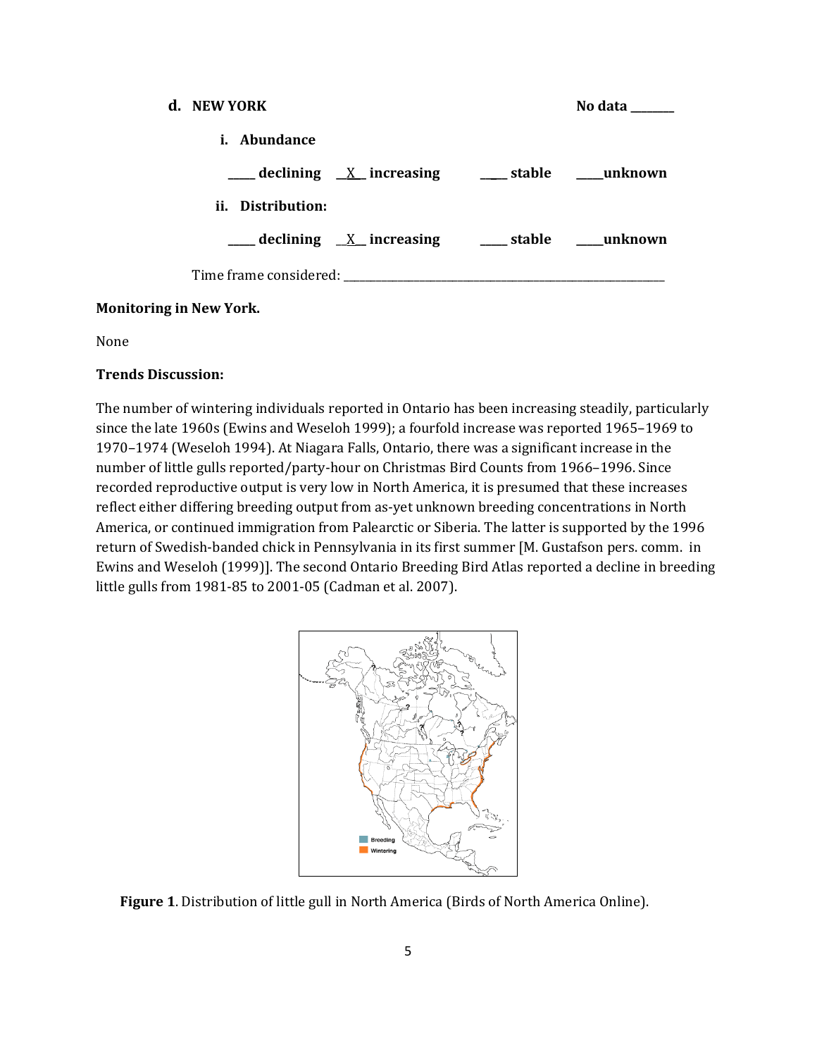**d. NEW YORK** No data ________

**i. Abundance**

_____ **declining** __X__ **increasing** _____ **stable** _____**unknown**

**ii. Distribution:**

_____ **declining** __X__ **increasing** _____ **stable** _____**unknown**

Time frame considered: ___________________________________________

**Monitoring in New York.**

None

**Trends Discussion:**

The number of wintering individuals reported in Ontario has been increasing steadily, particularly since the late 1960s (Ewins and Weseloh 1999); a fourfold increase was reported 1965–1969 to 1970–1974 (Weseloh 1994). At Niagara Falls, Ontario, there was a significant increase in the number of little gulls reported/party-hour on Christmas Bird Counts from 1966–1996. Since recorded reproductive output is very low in North America, it is presumed that these increases reflect either differing breeding output from as-yet unknown breeding concentrations in North America, or continued immigration from Palearctic or Siberia. The latter is supported by the 1996 return of Swedish-banded chick in Pennsylvania in its first summer [M. Gustafson pers. comm. in Ewins and Weseloh (1999)]. The second Ontario Breeding Bird Atlas reported a decline in breeding little gulls from 1981-85 to 2001-05 (Cadman et al. 2007).

**Figure 1**. Distribution of little gull in North America (Birds of North America Online).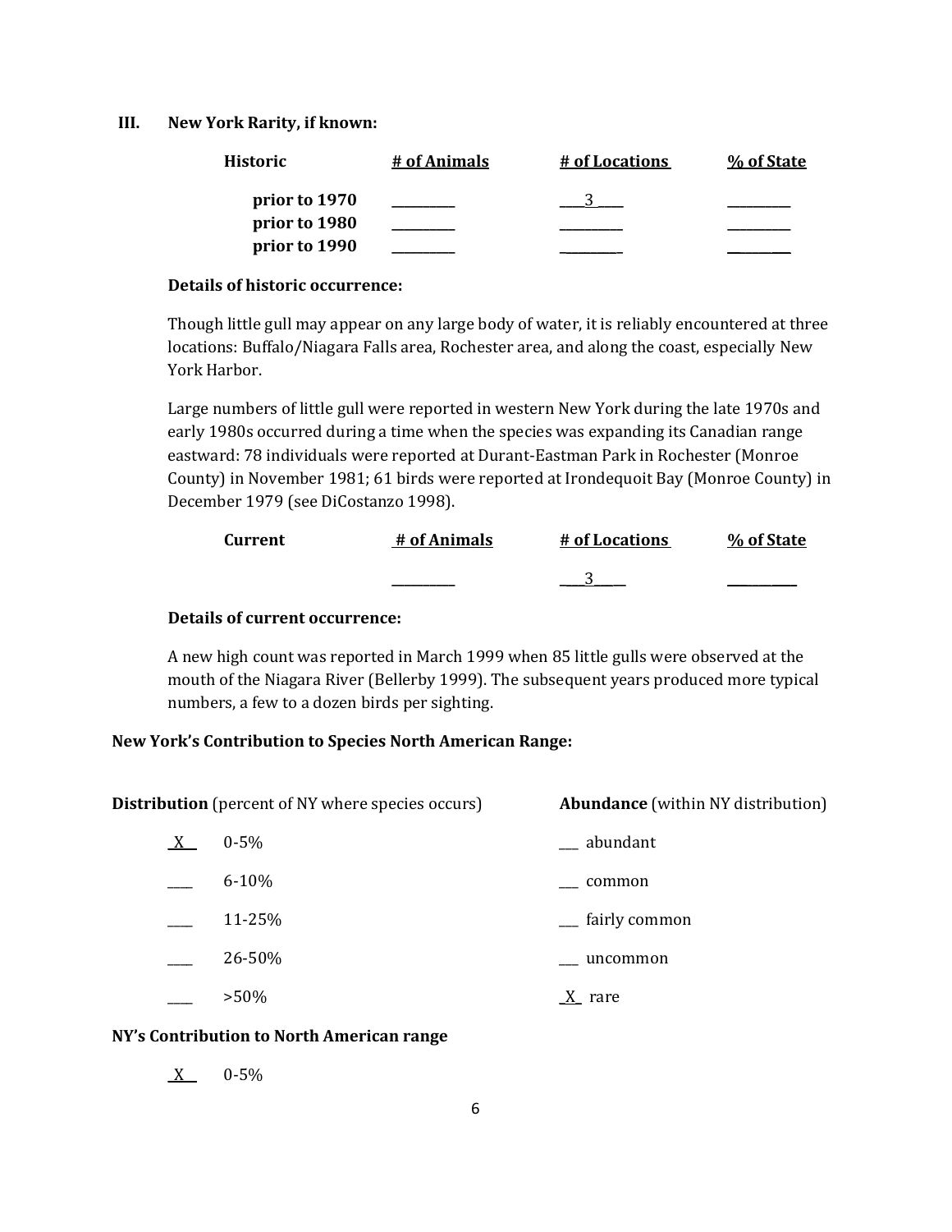## III. New York Rarity, if known:

| Historic | # of Animals | # of Locations | % of State |
|---|---|---|---|
| prior to 1970 | _______ | ___3___ | _______ |
| prior to 1980 | _______ | _______ | _______ |
| prior to 1990 | _______ | _______ | _______ |

**Details of historic occurrence:**

Though little gull may appear on any large body of water, it is reliably encountered at three locations: Buffalo/Niagara Falls area, Rochester area, and along the coast, especially New York Harbor.

Large numbers of little gull were reported in western New York during the late 1970s and early 1980s occurred during a time when the species was expanding its Canadian range eastward: 78 individuals were reported at Durant-Eastman Park in Rochester (Monroe County) in November 1981; 61 birds were reported at Irondequoit Bay (Monroe County) in December 1979 (see DiCostanzo 1998).

| Current | # of Animals | # of Locations | % of State |
|---|---|---|---|
| | _______ | ___3___ | _______ |

**Details of current occurrence:**

A new high count was reported in March 1999 when 85 little gulls were observed at the mouth of the Niagara River (Bellerby 1999). The subsequent years produced more typical numbers, a few to a dozen birds per sighting.

### New York's Contribution to Species North American Range:

| **Distribution** (percent of NY where species occurs) | | **Abundance** (within NY distribution) | |
|---|---|---|---|
| _X_ | 0-5% | ___ | abundant |
| ___ | 6-10% | ___ | common |
| ___ | 11-25% | ___ | fairly common |
| ___ | 26-50% | ___ | uncommon |
| ___ | >50% | _X_ | rare |

**NY's Contribution to North American range**

_X_ 0-5%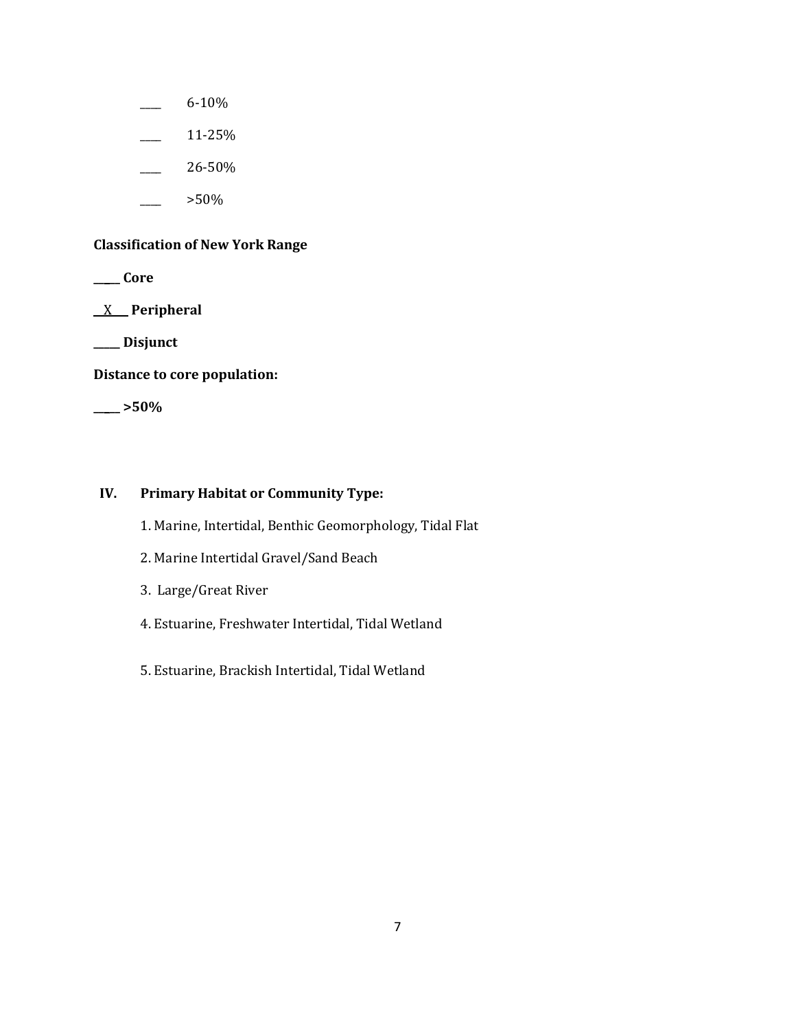____ 6-10%

____ 11-25%

____ 26-50%

____ >50%

**Classification of New York Range**

**____ Core**

**__X__ Peripheral**

**____ Disjunct**

**Distance to core population:**

**____ >50%**

## IV. Primary Habitat or Community Type:

1. Marine, Intertidal, Benthic Geomorphology, Tidal Flat
2. Marine Intertidal Gravel/Sand Beach
3. Large/Great River
4. Estuarine, Freshwater Intertidal, Tidal Wetland
5. Estuarine, Brackish Intertidal, Tidal Wetland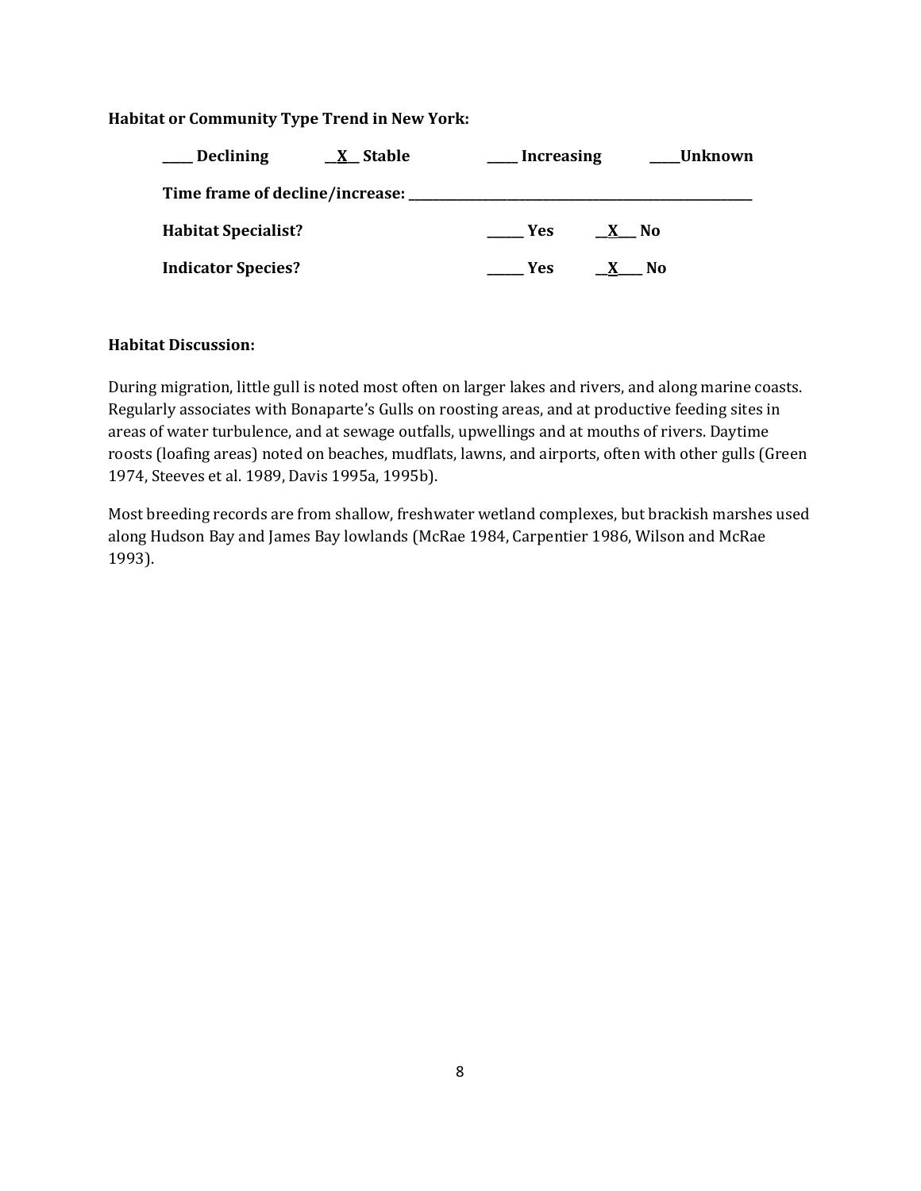**Habitat or Community Type Trend in New York:**

**____ Declining  __X__ Stable  ____ Increasing  ____Unknown**

**Time frame of decline/increase: ___________________________**

**Habitat Specialist?  _____ Yes  __X__ No**

**Indicator Species?  _____ Yes  __X__ No**

**Habitat Discussion:**

During migration, little gull is noted most often on larger lakes and rivers, and along marine coasts. Regularly associates with Bonaparte's Gulls on roosting areas, and at productive feeding sites in areas of water turbulence, and at sewage outfalls, upwellings and at mouths of rivers. Daytime roosts (loafing areas) noted on beaches, mudflats, lawns, and airports, often with other gulls (Green 1974, Steeves et al. 1989, Davis 1995a, 1995b).

Most breeding records are from shallow, freshwater wetland complexes, but brackish marshes used along Hudson Bay and James Bay lowlands (McRae 1984, Carpentier 1986, Wilson and McRae 1993).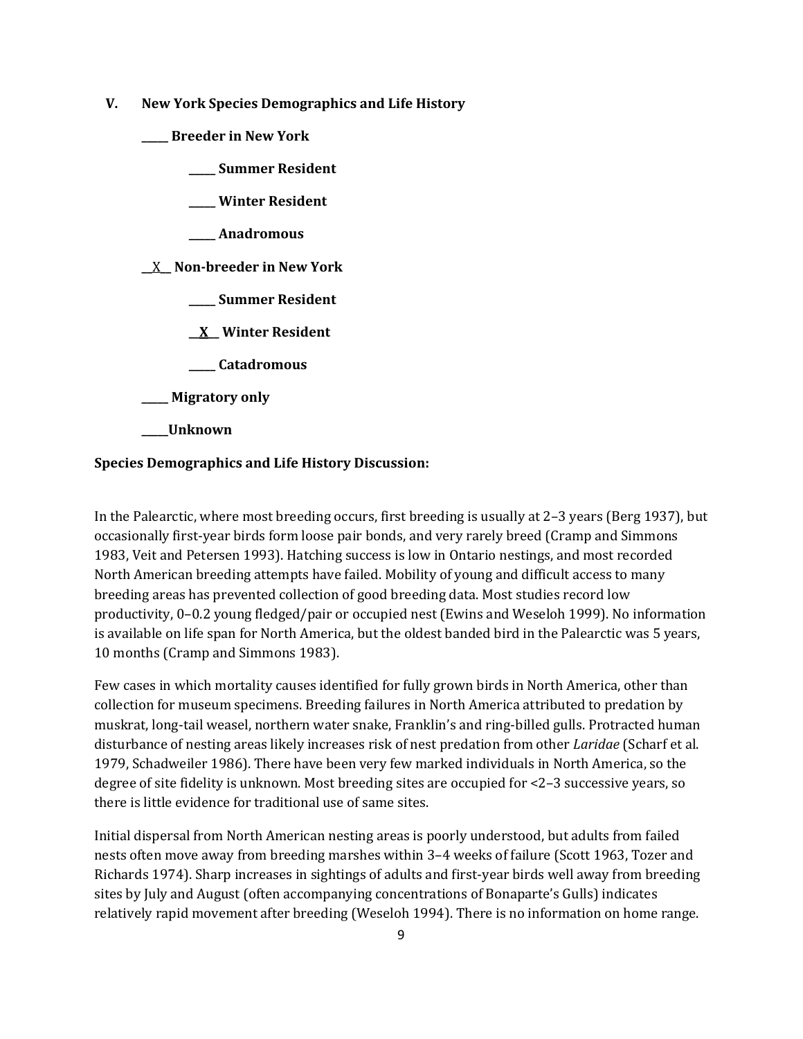## V. New York Species Demographics and Life History

**_____ Breeder in New York**

**_____ Summer Resident**

**_____ Winter Resident**

**_____ Anadromous**

__X__ **Non-breeder in New York**

**_____ Summer Resident**

**__X__ Winter Resident**

**_____ Catadromous**

**_____ Migratory only**

**_____Unknown**

**Species Demographics and Life History Discussion:**

In the Palearctic, where most breeding occurs, first breeding is usually at 2–3 years (Berg 1937), but occasionally first-year birds form loose pair bonds, and very rarely breed (Cramp and Simmons 1983, Veit and Petersen 1993). Hatching success is low in Ontario nestings, and most recorded North American breeding attempts have failed. Mobility of young and difficult access to many breeding areas has prevented collection of good breeding data. Most studies record low productivity, 0–0.2 young fledged/pair or occupied nest (Ewins and Weseloh 1999). No information is available on life span for North America, but the oldest banded bird in the Palearctic was 5 years, 10 months (Cramp and Simmons 1983).

Few cases in which mortality causes identified for fully grown birds in North America, other than collection for museum specimens. Breeding failures in North America attributed to predation by muskrat, long-tail weasel, northern water snake, Franklin's and ring-billed gulls. Protracted human disturbance of nesting areas likely increases risk of nest predation from other *Laridae* (Scharf et al. 1979, Schadweiler 1986). There have been very few marked individuals in North America, so the degree of site fidelity is unknown. Most breeding sites are occupied for <2–3 successive years, so there is little evidence for traditional use of same sites.

Initial dispersal from North American nesting areas is poorly understood, but adults from failed nests often move away from breeding marshes within 3–4 weeks of failure (Scott 1963, Tozer and Richards 1974). Sharp increases in sightings of adults and first-year birds well away from breeding sites by July and August (often accompanying concentrations of Bonaparte's Gulls) indicates relatively rapid movement after breeding (Weseloh 1994). There is no information on home range.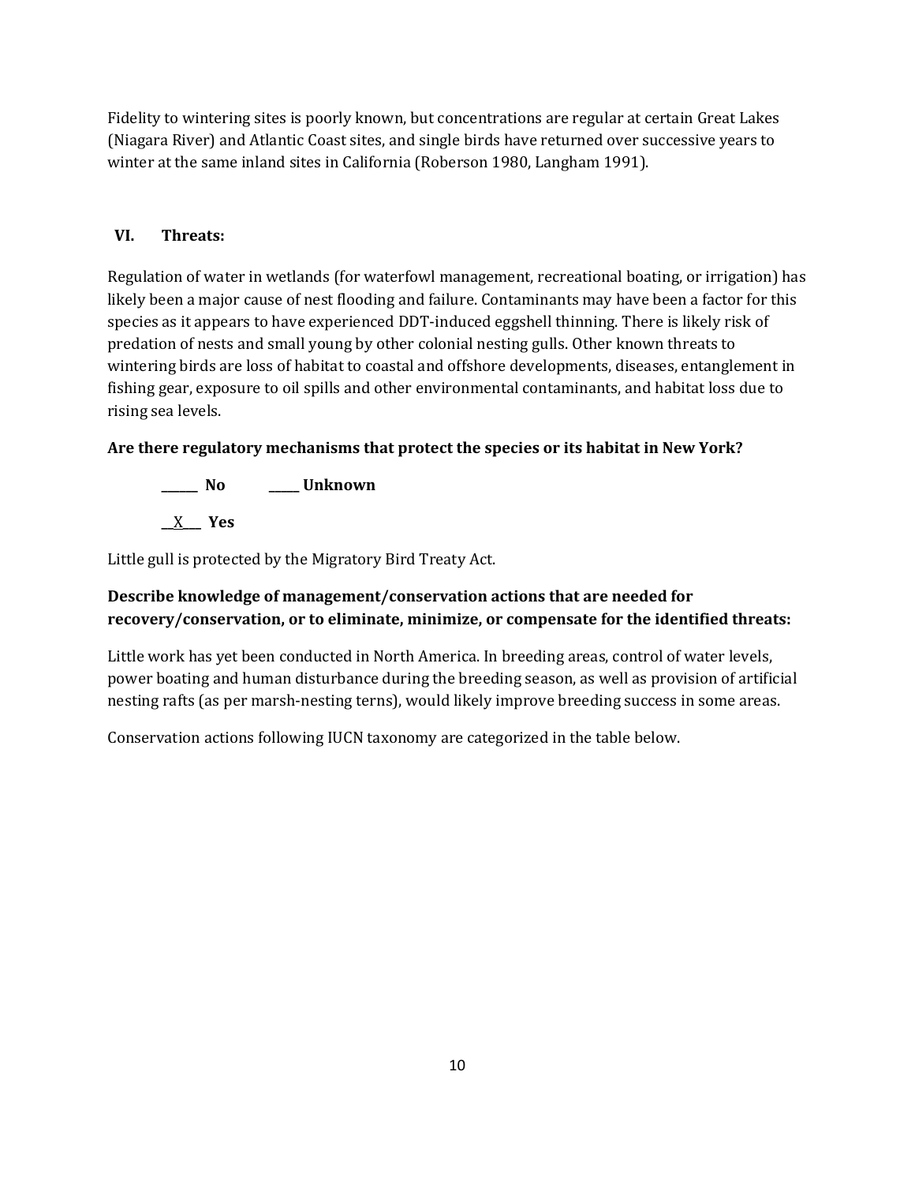Fidelity to wintering sites is poorly known, but concentrations are regular at certain Great Lakes (Niagara River) and Atlantic Coast sites, and single birds have returned over successive years to winter at the same inland sites in California (Roberson 1980, Langham 1991).

## VI. Threats:

Regulation of water in wetlands (for waterfowl management, recreational boating, or irrigation) has likely been a major cause of nest flooding and failure. Contaminants may have been a factor for this species as it appears to have experienced DDT-induced eggshell thinning. There is likely risk of predation of nests and small young by other colonial nesting gulls. Other known threats to wintering birds are loss of habitat to coastal and offshore developments, diseases, entanglement in fishing gear, exposure to oil spills and other environmental contaminants, and habitat loss due to rising sea levels.

**Are there regulatory mechanisms that protect the species or its habitat in New York?**

______ **No** _____ **Unknown**

__X___ **Yes**

Little gull is protected by the Migratory Bird Treaty Act.

**Describe knowledge of management/conservation actions that are needed for recovery/conservation, or to eliminate, minimize, or compensate for the identified threats:**

Little work has yet been conducted in North America. In breeding areas, control of water levels, power boating and human disturbance during the breeding season, as well as provision of artificial nesting rafts (as per marsh-nesting terns), would likely improve breeding success in some areas.

Conservation actions following IUCN taxonomy are categorized in the table below.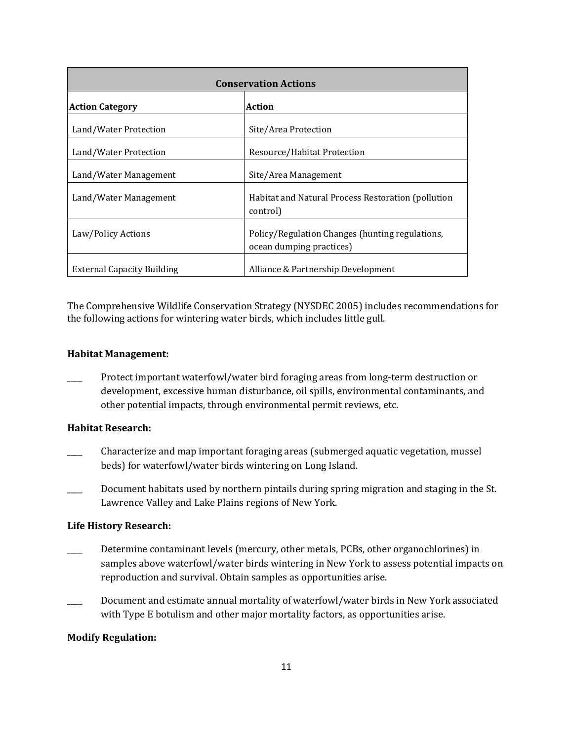| Conservation Actions | |
|---|---|
| **Action Category** | **Action** |
| Land/Water Protection | Site/Area Protection |
| Land/Water Protection | Resource/Habitat Protection |
| Land/Water Management | Site/Area Management |
| Land/Water Management | Habitat and Natural Process Restoration (pollution control) |
| Law/Policy Actions | Policy/Regulation Changes (hunting regulations, ocean dumping practices) |
| External Capacity Building | Alliance & Partnership Development |

The Comprehensive Wildlife Conservation Strategy (NYSDEC 2005) includes recommendations for the following actions for wintering water birds, which includes little gull.

**Habitat Management:**

\_\_\_\_ Protect important waterfowl/water bird foraging areas from long-term destruction or development, excessive human disturbance, oil spills, environmental contaminants, and other potential impacts, through environmental permit reviews, etc.

**Habitat Research:**

\_\_\_\_ Characterize and map important foraging areas (submerged aquatic vegetation, mussel beds) for waterfowl/water birds wintering on Long Island.

\_\_\_\_ Document habitats used by northern pintails during spring migration and staging in the St. Lawrence Valley and Lake Plains regions of New York.

**Life History Research:**

\_\_\_\_ Determine contaminant levels (mercury, other metals, PCBs, other organochlorines) in samples above waterfowl/water birds wintering in New York to assess potential impacts on reproduction and survival. Obtain samples as opportunities arise.

\_\_\_\_ Document and estimate annual mortality of waterfowl/water birds in New York associated with Type E botulism and other major mortality factors, as opportunities arise.

**Modify Regulation:**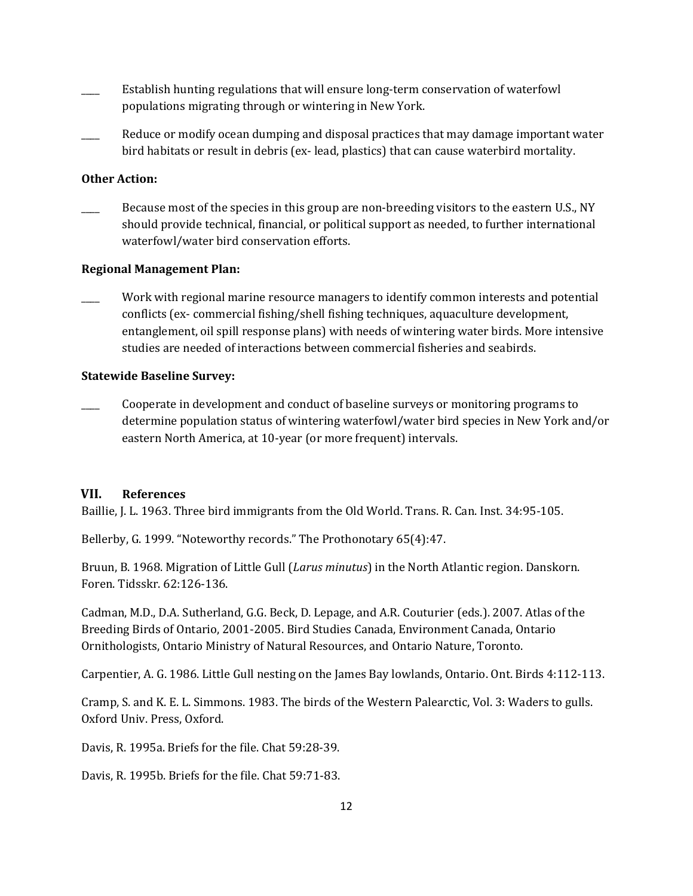____ Establish hunting regulations that will ensure long-term conservation of waterfowl populations migrating through or wintering in New York.

____ Reduce or modify ocean dumping and disposal practices that may damage important water bird habitats or result in debris (ex- lead, plastics) that can cause waterbird mortality.

**Other Action:**

____ Because most of the species in this group are non-breeding visitors to the eastern U.S., NY should provide technical, financial, or political support as needed, to further international waterfowl/water bird conservation efforts.

**Regional Management Plan:**

____ Work with regional marine resource managers to identify common interests and potential conflicts (ex- commercial fishing/shell fishing techniques, aquaculture development, entanglement, oil spill response plans) with needs of wintering water birds. More intensive studies are needed of interactions between commercial fisheries and seabirds.

**Statewide Baseline Survey:**

____ Cooperate in development and conduct of baseline surveys or monitoring programs to determine population status of wintering waterfowl/water bird species in New York and/or eastern North America, at 10-year (or more frequent) intervals.

## VII. References

Baillie, J. L. 1963. Three bird immigrants from the Old World. Trans. R. Can. Inst. 34:95-105.

Bellerby, G. 1999. "Noteworthy records." The Prothonotary 65(4):47.

Bruun, B. 1968. Migration of Little Gull (*Larus minutus*) in the North Atlantic region. Danskorn. Foren. Tidsskr. 62:126-136.

Cadman, M.D., D.A. Sutherland, G.G. Beck, D. Lepage, and A.R. Couturier (eds.). 2007. Atlas of the Breeding Birds of Ontario, 2001-2005. Bird Studies Canada, Environment Canada, Ontario Ornithologists, Ontario Ministry of Natural Resources, and Ontario Nature, Toronto.

Carpentier, A. G. 1986. Little Gull nesting on the James Bay lowlands, Ontario. Ont. Birds 4:112-113.

Cramp, S. and K. E. L. Simmons. 1983. The birds of the Western Palearctic, Vol. 3: Waders to gulls. Oxford Univ. Press, Oxford.

Davis, R. 1995a. Briefs for the file. Chat 59:28-39.

Davis, R. 1995b. Briefs for the file. Chat 59:71-83.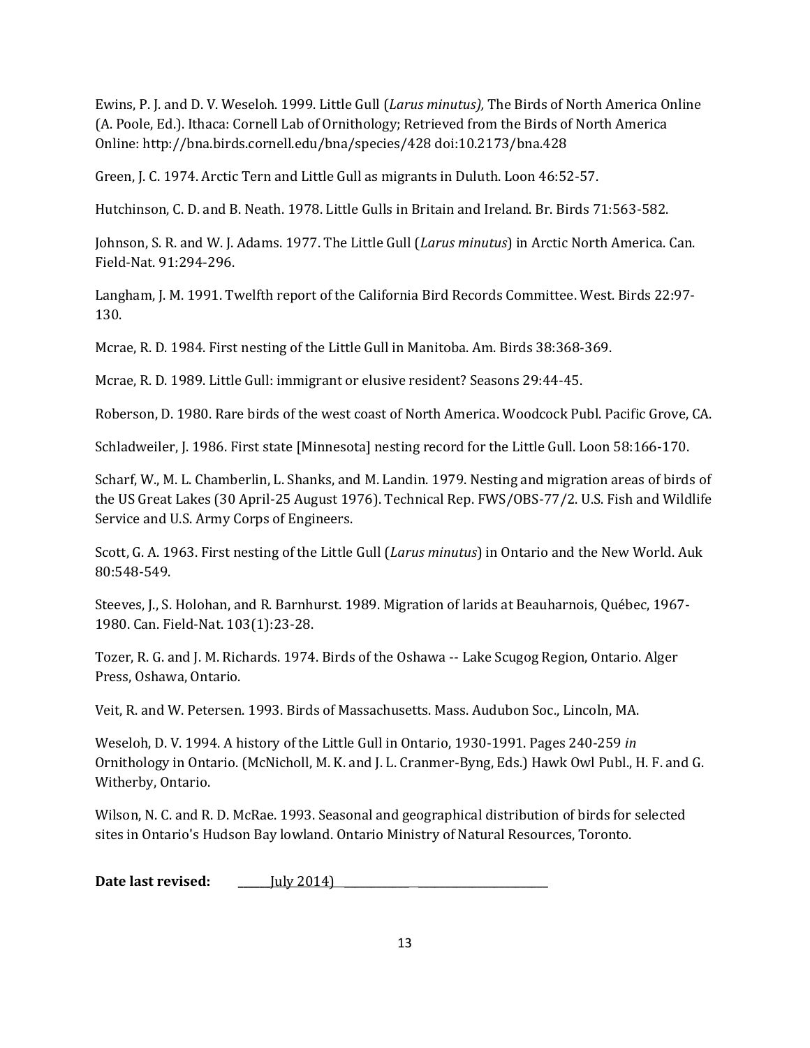Ewins, P. J. and D. V. Weseloh. 1999. Little Gull (*Larus minutus),* The Birds of North America Online (A. Poole, Ed.). Ithaca: Cornell Lab of Ornithology; Retrieved from the Birds of North America Online: http://bna.birds.cornell.edu/bna/species/428 doi:10.2173/bna.428

Green, J. C. 1974. Arctic Tern and Little Gull as migrants in Duluth. Loon 46:52-57.

Hutchinson, C. D. and B. Neath. 1978. Little Gulls in Britain and Ireland. Br. Birds 71:563-582.

Johnson, S. R. and W. J. Adams. 1977. The Little Gull (*Larus minutus*) in Arctic North America. Can. Field-Nat. 91:294-296.

Langham, J. M. 1991. Twelfth report of the California Bird Records Committee. West. Birds 22:97-130.

Mcrae, R. D. 1984. First nesting of the Little Gull in Manitoba. Am. Birds 38:368-369.

Mcrae, R. D. 1989. Little Gull: immigrant or elusive resident? Seasons 29:44-45.

Roberson, D. 1980. Rare birds of the west coast of North America. Woodcock Publ. Pacific Grove, CA.

Schladweiler, J. 1986. First state [Minnesota] nesting record for the Little Gull. Loon 58:166-170.

Scharf, W., M. L. Chamberlin, L. Shanks, and M. Landin. 1979. Nesting and migration areas of birds of the US Great Lakes (30 April-25 August 1976). Technical Rep. FWS/OBS-77/2. U.S. Fish and Wildlife Service and U.S. Army Corps of Engineers.

Scott, G. A. 1963. First nesting of the Little Gull (*Larus minutus*) in Ontario and the New World. Auk 80:548-549.

Steeves, J., S. Holohan, and R. Barnhurst. 1989. Migration of larids at Beauharnois, Québec, 1967-1980. Can. Field-Nat. 103(1):23-28.

Tozer, R. G. and J. M. Richards. 1974. Birds of the Oshawa -- Lake Scugog Region, Ontario. Alger Press, Oshawa, Ontario.

Veit, R. and W. Petersen. 1993. Birds of Massachusetts. Mass. Audubon Soc., Lincoln, MA.

Weseloh, D. V. 1994. A history of the Little Gull in Ontario, 1930-1991. Pages 240-259 *in* Ornithology in Ontario. (McNicholl, M. K. and J. L. Cranmer-Byng, Eds.) Hawk Owl Publ., H. F. and G. Witherby, Ontario.

Wilson, N. C. and R. D. McRae. 1993. Seasonal and geographical distribution of birds for selected sites in Ontario's Hudson Bay lowland. Ontario Ministry of Natural Resources, Toronto.

**Date last revised:** July 2014)